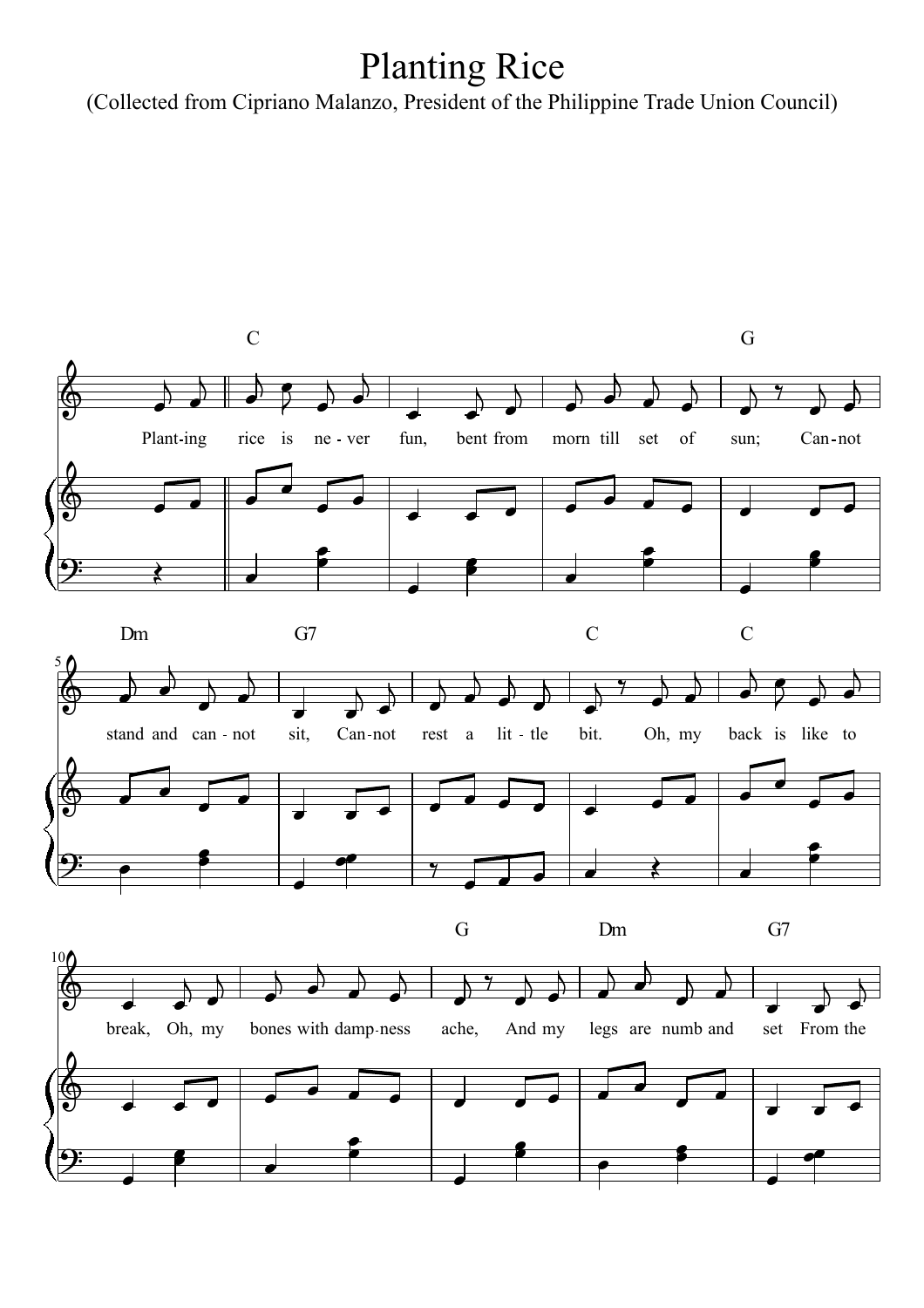# Planting Rice

(Collected from Cipriano Malanzo, President of the Philippine Trade Union Council)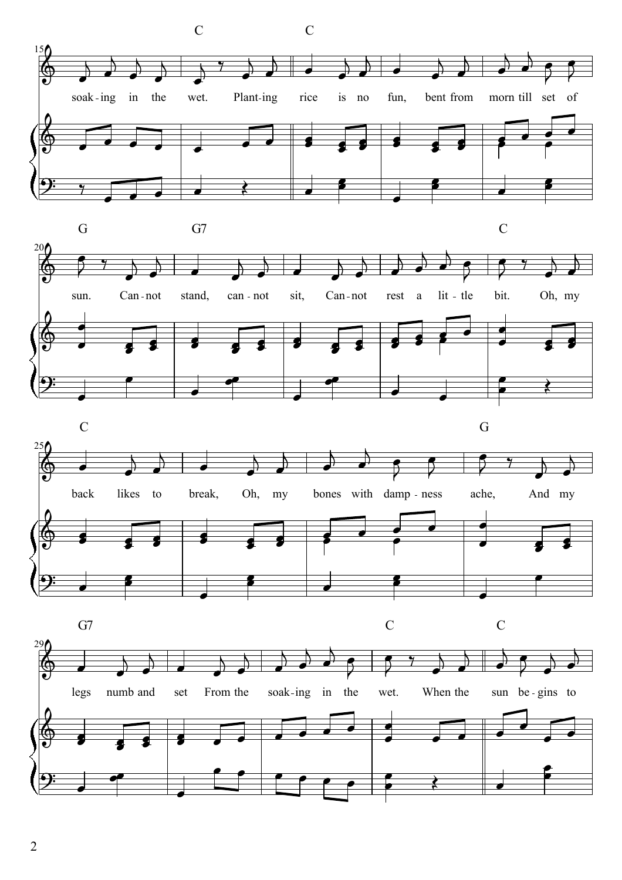C C

soak-ing in the wet. Plant-ing rice is no fun, bent from morn till set of

G G7 C

sun. Can-not stand, can-not sit, Can-not rest a lit-tle bit. Oh, my

C G

back likes to break, Oh, my bones with damp-ness ache, And my

G7 C C

legs numb and set From the soak-ing in the wet. When the sun be-gins to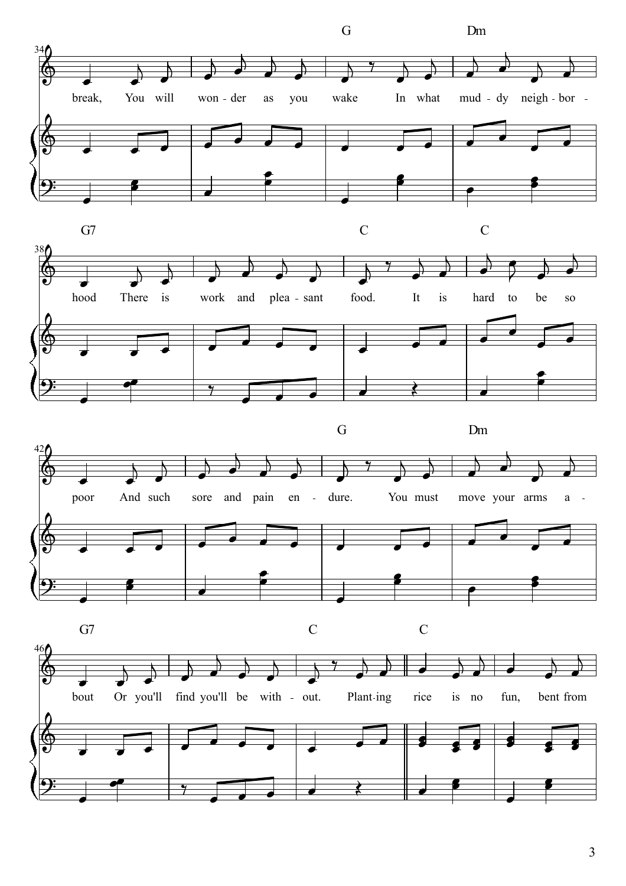34 G Dm

break, You will won - der as you wake In what mud - dy neigh - bor -

38 G7 C C

hood There is work and plea - sant food. It is hard to be so

42 G Dm

poor And such sore and pain en - dure. You must move your arms a -

46 G7 C C

bout Or you'll find you'll be with - out. Plant-ing rice is no fun, bent from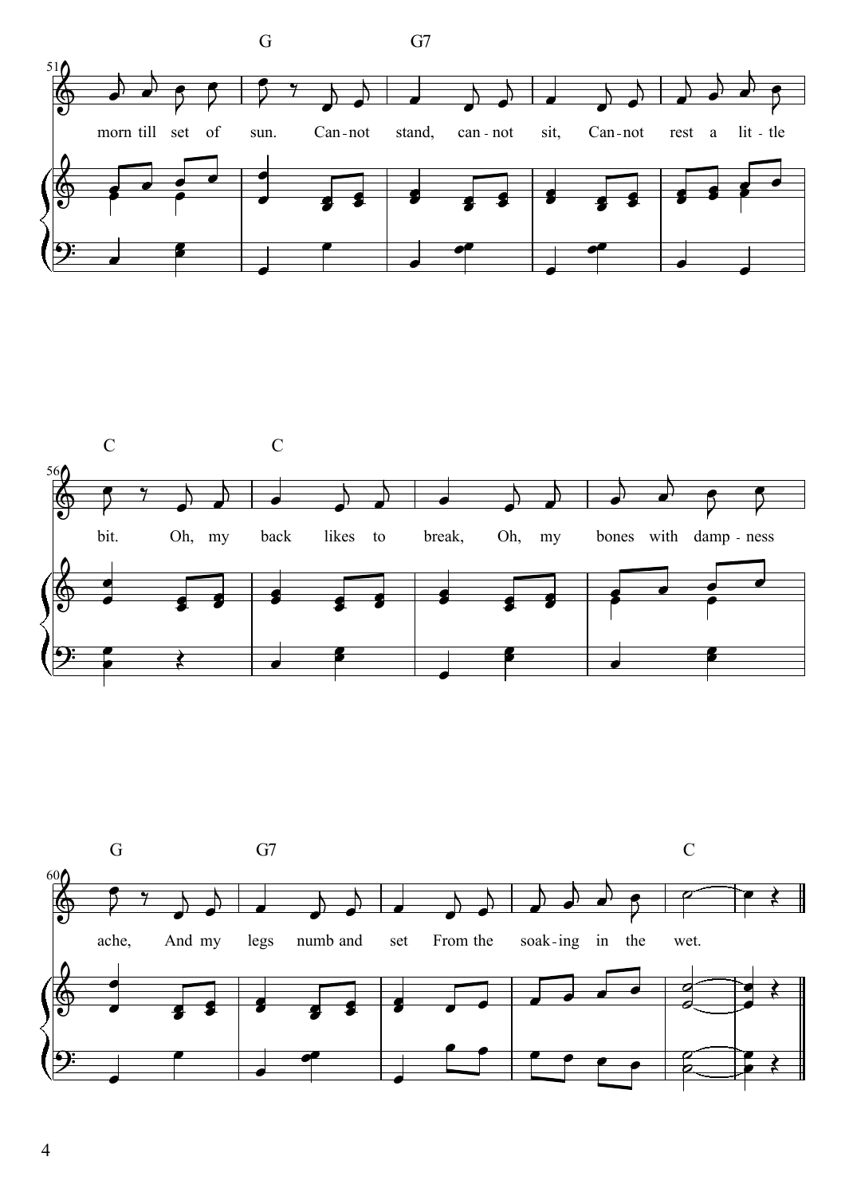G G7

mornt till set of sun. Can-not stand, can-not sit, Can-not rest a lit-tle

C C

bit. Oh, my back likes to break, Oh, my bones with damp-ness

G G7 C

ache, And my legs numb and set From the soak-ing in the wet.